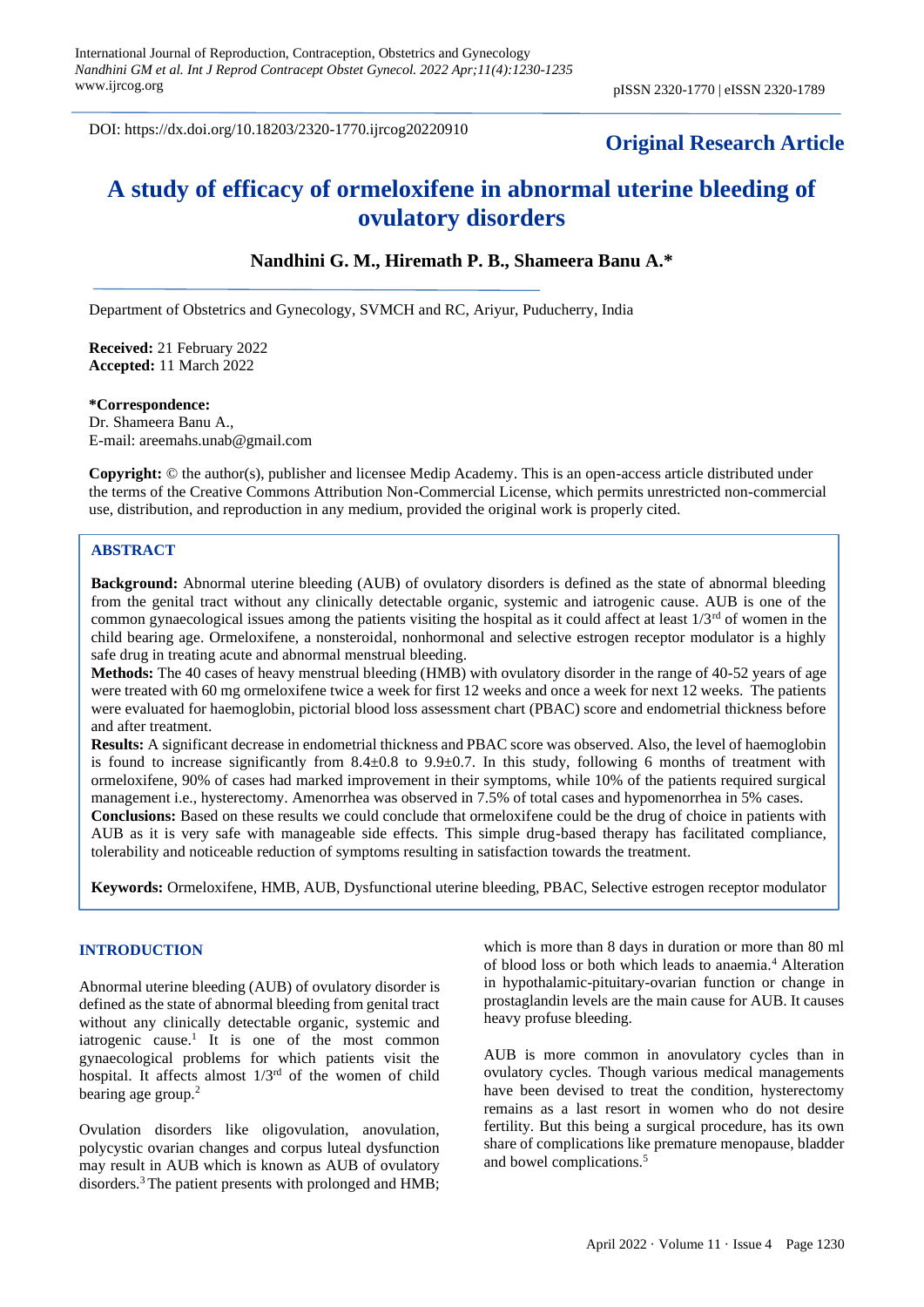DOI: https://dx.doi.org/10.18203/2320-1770.ijrcog20220910

**Original Research Article**

# A study of efficacy of ormeloxifene in abnormal uterine bleeding of ovulatory disorders

**Nandhini G. M., Hiremath P. B., Shameera Banu A.***

Department of Obstetrics and Gynecology, SVMCH and RC, Ariyur, Puducherry, India

**Received:** 21 February 2022
**Accepted:** 11 March 2022

**\*Correspondence:**
Dr. Shameera Banu A.,
E-mail: areemahs.unab@gmail.com

**Copyright:** © the author(s), publisher and licensee Medip Academy. This is an open-access article distributed under the terms of the Creative Commons Attribution Non-Commercial License, which permits unrestricted non-commercial use, distribution, and reproduction in any medium, provided the original work is properly cited.

## ABSTRACT

**Background:** Abnormal uterine bleeding (AUB) of ovulatory disorders is defined as the state of abnormal bleeding from the genital tract without any clinically detectable organic, systemic and iatrogenic cause. AUB is one of the common gynaecological issues among the patients visiting the hospital as it could affect at least 1/3rd of women in the child bearing age. Ormeloxifene, a nonsteroidal, nonhormonal and selective estrogen receptor modulator is a highly safe drug in treating acute and abnormal menstrual bleeding.

**Methods:** The 40 cases of heavy menstrual bleeding (HMB) with ovulatory disorder in the range of 40-52 years of age were treated with 60 mg ormeloxifene twice a week for first 12 weeks and once a week for next 12 weeks. The patients were evaluated for haemoglobin, pictorial blood loss assessment chart (PBAC) score and endometrial thickness before and after treatment.

**Results:** A significant decrease in endometrial thickness and PBAC score was observed. Also, the level of haemoglobin is found to increase significantly from 8.4±0.8 to 9.9±0.7. In this study, following 6 months of treatment with ormeloxifene, 90% of cases had marked improvement in their symptoms, while 10% of the patients required surgical management i.e., hysterectomy. Amenorrhea was observed in 7.5% of total cases and hypomenorrhea in 5% cases.

**Conclusions:** Based on these results we could conclude that ormeloxifene could be the drug of choice in patients with AUB as it is very safe with manageable side effects. This simple drug-based therapy has facilitated compliance, tolerability and noticeable reduction of symptoms resulting in satisfaction towards the treatment.

**Keywords:** Ormeloxifene, HMB, AUB, Dysfunctional uterine bleeding, PBAC, Selective estrogen receptor modulator

## INTRODUCTION

Abnormal uterine bleeding (AUB) of ovulatory disorder is defined as the state of abnormal bleeding from genital tract without any clinically detectable organic, systemic and iatrogenic cause.[1] It is one of the most common gynaecological problems for which patients visit the hospital. It affects almost 1/3rd of the women of child bearing age group.[2]

Ovulation disorders like oligovulation, anovulation, polycystic ovarian changes and corpus luteal dysfunction may result in AUB which is known as AUB of ovulatory disorders.[3] The patient presents with prolonged and HMB; which is more than 8 days in duration or more than 80 ml of blood loss or both which leads to anaemia.[4] Alteration in hypothalamic-pituitary-ovarian function or change in prostaglandin levels are the main cause for AUB. It causes heavy profuse bleeding.

AUB is more common in anovulatory cycles than in ovulatory cycles. Though various medical managements have been devised to treat the condition, hysterectomy remains as a last resort in women who do not desire fertility. But this being a surgical procedure, has its own share of complications like premature menopause, bladder and bowel complications.[5]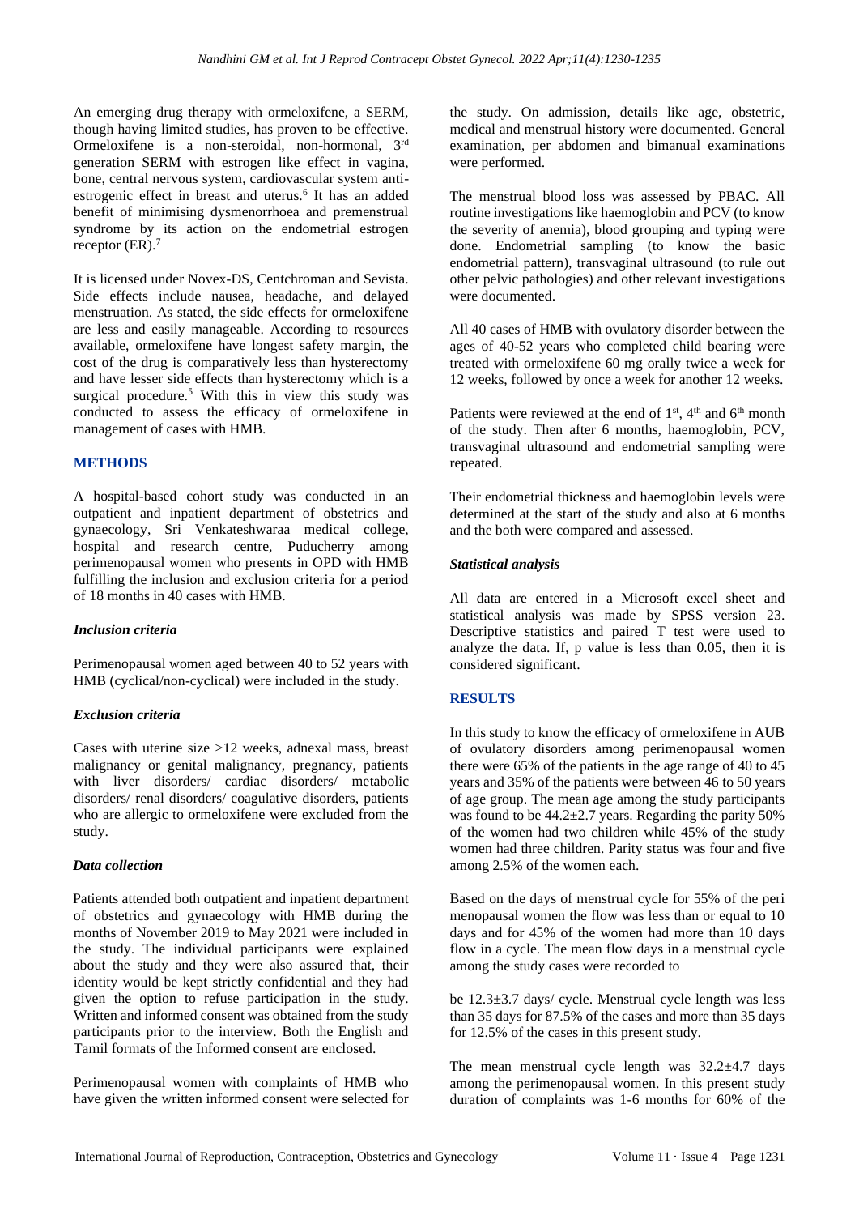An emerging drug therapy with ormeloxifene, a SERM, though having limited studies, has proven to be effective. Ormeloxifene is a non-steroidal, non-hormonal, 3rd generation SERM with estrogen like effect in vagina, bone, central nervous system, cardiovascular system anti-estrogenic effect in breast and uterus.[6] It has an added benefit of minimising dysmenorrhoea and premenstrual syndrome by its action on the endometrial estrogen receptor (ER).[7]

It is licensed under Novex-DS, Centchroman and Sevista. Side effects include nausea, headache, and delayed menstruation. As stated, the side effects for ormeloxifene are less and easily manageable. According to resources available, ormeloxifene have longest safety margin, the cost of the drug is comparatively less than hysterectomy and have lesser side effects than hysterectomy which is a surgical procedure.[5] With this in view this study was conducted to assess the efficacy of ormeloxifene in management of cases with HMB.

## METHODS

A hospital-based cohort study was conducted in an outpatient and inpatient department of obstetrics and gynaecology, Sri Venkateshwaraa medical college, hospital and research centre, Puducherry among perimenopausal women who presents in OPD with HMB fulfilling the inclusion and exclusion criteria for a period of 18 months in 40 cases with HMB.

### *Inclusion criteria*

Perimenopausal women aged between 40 to 52 years with HMB (cyclical/non-cyclical) were included in the study.

### *Exclusion criteria*

Cases with uterine size >12 weeks, adnexal mass, breast malignancy or genital malignancy, pregnancy, patients with liver disorders/ cardiac disorders/ metabolic disorders/ renal disorders/ coagulative disorders, patients who are allergic to ormeloxifene were excluded from the study.

### *Data collection*

Patients attended both outpatient and inpatient department of obstetrics and gynaecology with HMB during the months of November 2019 to May 2021 were included in the study. The individual participants were explained about the study and they were also assured that, their identity would be kept strictly confidential and they had given the option to refuse participation in the study. Written and informed consent was obtained from the study participants prior to the interview. Both the English and Tamil formats of the Informed consent are enclosed.

Perimenopausal women with complaints of HMB who have given the written informed consent were selected for the study. On admission, details like age, obstetric, medical and menstrual history were documented. General examination, per abdomen and bimanual examinations were performed.

The menstrual blood loss was assessed by PBAC. All routine investigations like haemoglobin and PCV (to know the severity of anemia), blood grouping and typing were done. Endometrial sampling (to know the basic endometrial pattern), transvaginal ultrasound (to rule out other pelvic pathologies) and other relevant investigations were documented.

All 40 cases of HMB with ovulatory disorder between the ages of 40-52 years who completed child bearing were treated with ormeloxifene 60 mg orally twice a week for 12 weeks, followed by once a week for another 12 weeks.

Patients were reviewed at the end of 1st, 4th and 6th month of the study. Then after 6 months, haemoglobin, PCV, transvaginal ultrasound and endometrial sampling were repeated.

Their endometrial thickness and haemoglobin levels were determined at the start of the study and also at 6 months and the both were compared and assessed.

### *Statistical analysis*

All data are entered in a Microsoft excel sheet and statistical analysis was made by SPSS version 23. Descriptive statistics and paired T test were used to analyze the data. If, p value is less than 0.05, then it is considered significant.

## RESULTS

In this study to know the efficacy of ormeloxifene in AUB of ovulatory disorders among perimenopausal women there were 65% of the patients in the age range of 40 to 45 years and 35% of the patients were between 46 to 50 years of age group. The mean age among the study participants was found to be 44.2±2.7 years. Regarding the parity 50% of the women had two children while 45% of the study women had three children. Parity status was four and five among 2.5% of the women each.

Based on the days of menstrual cycle for 55% of the peri menopausal women the flow was less than or equal to 10 days and for 45% of the women had more than 10 days flow in a cycle. The mean flow days in a menstrual cycle among the study cases were recorded to be 12.3±3.7 days/ cycle. Menstrual cycle length was less than 35 days for 87.5% of the cases and more than 35 days for 12.5% of the cases in this present study.

The mean menstrual cycle length was 32.2±4.7 days among the perimenopausal women. In this present study duration of complaints was 1-6 months for 60% of the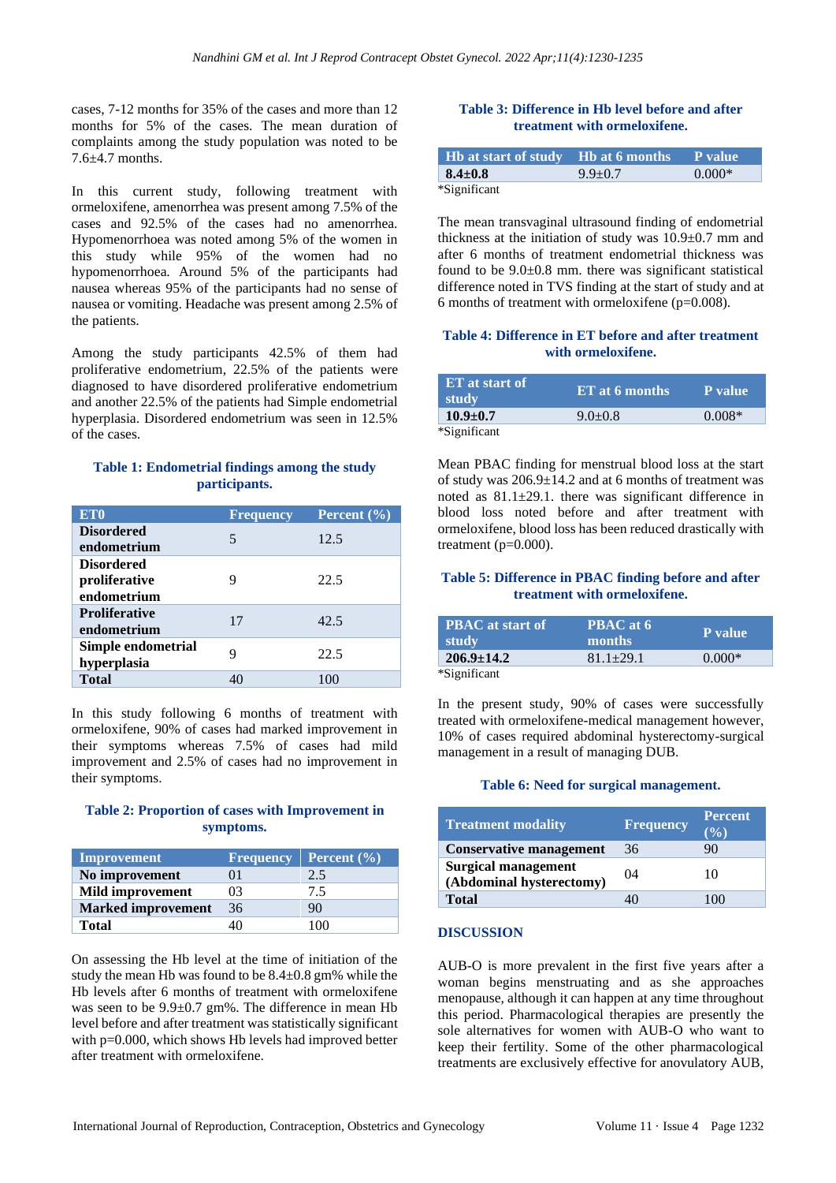cases, 7-12 months for 35% of the cases and more than 12 months for 5% of the cases. The mean duration of complaints among the study population was noted to be 7.6±4.7 months.

In this current study, following treatment with ormeloxifene, amenorrhea was present among 7.5% of the cases and 92.5% of the cases had no amenorrhea. Hypomenorrhoea was noted among 5% of the women in this study while 95% of the women had no hypomenorrhoea. Around 5% of the participants had nausea whereas 95% of the participants had no sense of nausea or vomiting. Headache was present among 2.5% of the patients.

Among the study participants 42.5% of them had proliferative endometrium, 22.5% of the patients were diagnosed to have disordered proliferative endometrium and another 22.5% of the patients had Simple endometrial hyperplasia. Disordered endometrium was seen in 12.5% of the cases.

**Table 1: Endometrial findings among the study participants.**

| ET0 | Frequency | Percent (%) |
|---|---|---|
| **Disordered endometrium** | 5 | 12.5 |
| **Disordered proliferative endometrium** | 9 | 22.5 |
| **Proliferative endometrium** | 17 | 42.5 |
| **Simple endometrial hyperplasia** | 9 | 22.5 |
| **Total** | 40 | 100 |

In this study following 6 months of treatment with ormeloxifene, 90% of cases had marked improvement in their symptoms whereas 7.5% of cases had mild improvement and 2.5% of cases had no improvement in their symptoms.

**Table 2: Proportion of cases with Improvement in symptoms.**

| Improvement | Frequency | Percent (%) |
|---|---|---|
| **No improvement** | 01 | 2.5 |
| **Mild improvement** | 03 | 7.5 |
| **Marked improvement** | 36 | 90 |
| **Total** | 40 | 100 |

On assessing the Hb level at the time of initiation of the study the mean Hb was found to be 8.4±0.8 gm% while the Hb levels after 6 months of treatment with ormeloxifene was seen to be 9.9±0.7 gm%. The difference in mean Hb level before and after treatment was statistically significant with p=0.000, which shows Hb levels had improved better after treatment with ormeloxifene.

**Table 3: Difference in Hb level before and after treatment with ormeloxifene.**

| Hb at start of study | Hb at 6 months | P value |
|---|---|---|
| **8.4±0.8** | 9.9±0.7 | 0.000* |

*Significant

The mean transvaginal ultrasound finding of endometrial thickness at the initiation of study was 10.9±0.7 mm and after 6 months of treatment endometrial thickness was found to be 9.0±0.8 mm. there was significant statistical difference noted in TVS finding at the start of study and at 6 months of treatment with ormeloxifene (p=0.008).

**Table 4: Difference in ET before and after treatment with ormeloxifene.**

| ET at start of study | ET at 6 months | P value |
|---|---|---|
| **10.9±0.7** | 9.0±0.8 | 0.008* |

*Significant

Mean PBAC finding for menstrual blood loss at the start of study was 206.9±14.2 and at 6 months of treatment was noted as 81.1±29.1. there was significant difference in blood loss noted before and after treatment with ormeloxifene, blood loss has been reduced drastically with treatment (p=0.000).

**Table 5: Difference in PBAC finding before and after treatment with ormeloxifene.**

| PBAC at start of study | PBAC at 6 months | P value |
|---|---|---|
| **206.9±14.2** | 81.1±29.1 | 0.000* |

*Significant

In the present study, 90% of cases were successfully treated with ormeloxifene-medical management however, 10% of cases required abdominal hysterectomy-surgical management in a result of managing DUB.

**Table 6: Need for surgical management.**

| Treatment modality | Frequency | Percent (%) |
|---|---|---|
| **Conservative management** | 36 | 90 |
| **Surgical management (Abdominal hysterectomy)** | 04 | 10 |
| **Total** | 40 | 100 |

## DISCUSSION

AUB-O is more prevalent in the first five years after a woman begins menstruating and as she approaches menopause, although it can happen at any time throughout this period. Pharmacological therapies are presently the sole alternatives for women with AUB-O who want to keep their fertility. Some of the other pharmacological treatments are exclusively effective for anovulatory AUB,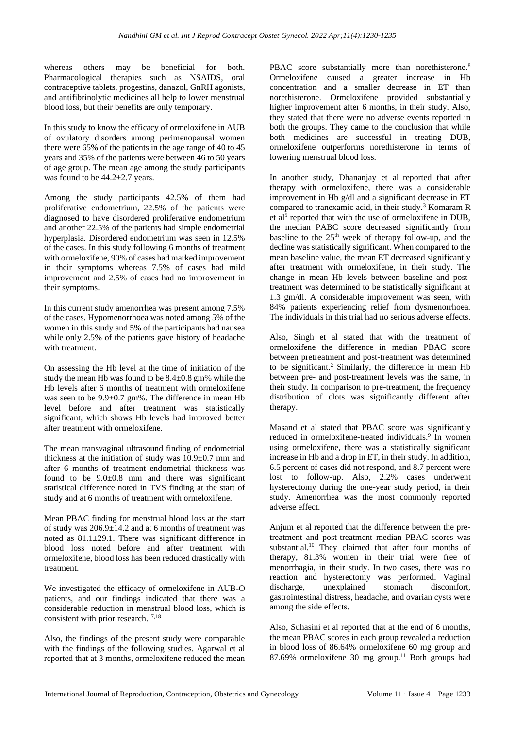whereas others may be beneficial for both. Pharmacological therapies such as NSAIDS, oral contraceptive tablets, progestins, danazol, GnRH agonists, and antifibrinolytic medicines all help to lower menstrual blood loss, but their benefits are only temporary.

In this study to know the efficacy of ormeloxifene in AUB of ovulatory disorders among perimenopausal women there were 65% of the patients in the age range of 40 to 45 years and 35% of the patients were between 46 to 50 years of age group. The mean age among the study participants was found to be 44.2±2.7 years.

Among the study participants 42.5% of them had proliferative endometrium, 22.5% of the patients were diagnosed to have disordered proliferative endometrium and another 22.5% of the patients had simple endometrial hyperplasia. Disordered endometrium was seen in 12.5% of the cases. In this study following 6 months of treatment with ormeloxifene, 90% of cases had marked improvement in their symptoms whereas 7.5% of cases had mild improvement and 2.5% of cases had no improvement in their symptoms.

In this current study amenorrhea was present among 7.5% of the cases. Hypomenorrhoea was noted among 5% of the women in this study and 5% of the participants had nausea while only 2.5% of the patients gave history of headache with treatment.

On assessing the Hb level at the time of initiation of the study the mean Hb was found to be 8.4±0.8 gm% while the Hb levels after 6 months of treatment with ormeloxifene was seen to be 9.9±0.7 gm%. The difference in mean Hb level before and after treatment was statistically significant, which shows Hb levels had improved better after treatment with ormeloxifene.

The mean transvaginal ultrasound finding of endometrial thickness at the initiation of study was 10.9±0.7 mm and after 6 months of treatment endometrial thickness was found to be 9.0±0.8 mm and there was significant statistical difference noted in TVS finding at the start of study and at 6 months of treatment with ormeloxifene.

Mean PBAC finding for menstrual blood loss at the start of study was 206.9±14.2 and at 6 months of treatment was noted as 81.1±29.1. There was significant difference in blood loss noted before and after treatment with ormeloxifene, blood loss has been reduced drastically with treatment.

We investigated the efficacy of ormeloxifene in AUB-O patients, and our findings indicated that there was a considerable reduction in menstrual blood loss, which is consistent with prior research.[17,18]

Also, the findings of the present study were comparable with the findings of the following studies. Agarwal et al reported that at 3 months, ormeloxifene reduced the mean PBAC score substantially more than norethisterone.[8] Ormeloxifene caused a greater increase in Hb concentration and a smaller decrease in ET than norethisterone. Ormeloxifene provided substantially higher improvement after 6 months, in their study. Also, they stated that there were no adverse events reported in both the groups. They came to the conclusion that while both medicines are successful in treating DUB, ormeloxifene outperforms norethisterone in terms of lowering menstrual blood loss.

In another study, Dhananjay et al reported that after therapy with ormeloxifene, there was a considerable improvement in Hb g/dl and a significant decrease in ET compared to tranexamic acid, in their study.[3] Komaram R et al[5] reported that with the use of ormeloxifene in DUB, the median PABC score decreased significantly from baseline to the 25[th] week of therapy follow-up, and the decline was statistically significant. When compared to the mean baseline value, the mean ET decreased significantly after treatment with ormeloxifene, in their study. The change in mean Hb levels between baseline and post-treatment was determined to be statistically significant at 1.3 gm/dl. A considerable improvement was seen, with 84% patients experiencing relief from dysmenorrhoea. The individuals in this trial had no serious adverse effects.

Also, Singh et al stated that with the treatment of ormeloxifene the difference in median PBAC score between pretreatment and post-treatment was determined to be significant.[2] Similarly, the difference in mean Hb between pre- and post-treatment levels was the same, in their study. In comparison to pre-treatment, the frequency distribution of clots was significantly different after therapy.

Masand et al stated that PBAC score was significantly reduced in ormeloxifene-treated individuals.[9] In women using ormeloxifene, there was a statistically significant increase in Hb and a drop in ET, in their study. In addition, 6.5 percent of cases did not respond, and 8.7 percent were lost to follow-up. Also, 2.2% cases underwent hysterectomy during the one-year study period, in their study. Amenorrhea was the most commonly reported adverse effect.

Anjum et al reported that the difference between the pre-treatment and post-treatment median PBAC scores was substantial.[10] They claimed that after four months of therapy, 81.3% women in their trial were free of menorrhagia, in their study. In two cases, there was no reaction and hysterectomy was performed. Vaginal discharge, unexplained stomach discomfort, gastrointestinal distress, headache, and ovarian cysts were among the side effects.

Also, Suhasini et al reported that at the end of 6 months, the mean PBAC scores in each group revealed a reduction in blood loss of 86.64% ormeloxifene 60 mg group and 87.69% ormeloxifene 30 mg group.[11] Both groups had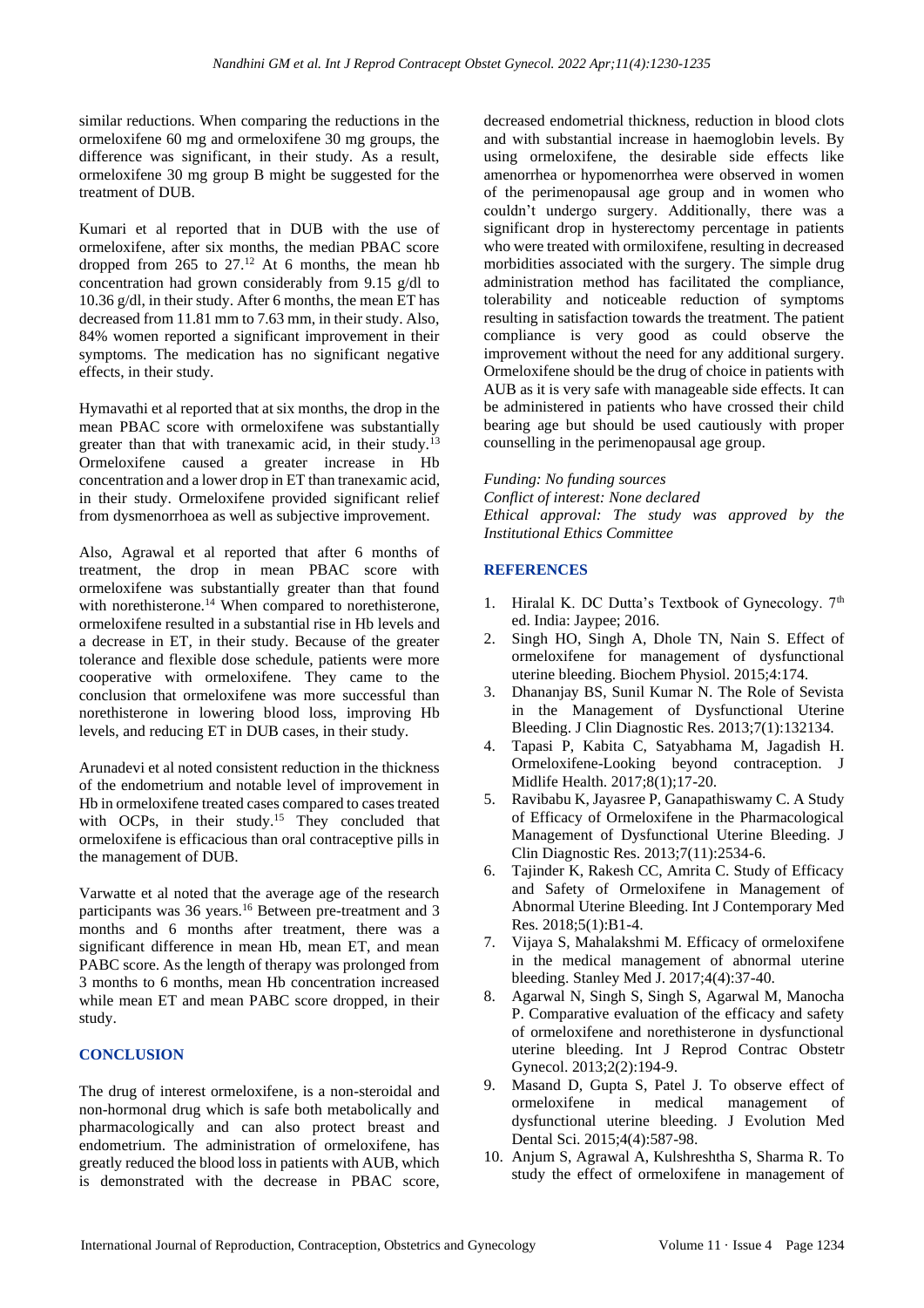similar reductions. When comparing the reductions in the ormeloxifene 60 mg and ormeloxifene 30 mg groups, the difference was significant, in their study. As a result, ormeloxifene 30 mg group B might be suggested for the treatment of DUB.

Kumari et al reported that in DUB with the use of ormeloxifene, after six months, the median PBAC score dropped from 265 to 27.[12] At 6 months, the mean hb concentration had grown considerably from 9.15 g/dl to 10.36 g/dl, in their study. After 6 months, the mean ET has decreased from 11.81 mm to 7.63 mm, in their study. Also, 84% women reported a significant improvement in their symptoms. The medication has no significant negative effects, in their study.

Hymavathi et al reported that at six months, the drop in the mean PBAC score with ormeloxifene was substantially greater than that with tranexamic acid, in their study.[13] Ormeloxifene caused a greater increase in Hb concentration and a lower drop in ET than tranexamic acid, in their study. Ormeloxifene provided significant relief from dysmenorrhoea as well as subjective improvement.

Also, Agrawal et al reported that after 6 months of treatment, the drop in mean PBAC score with ormeloxifene was substantially greater than that found with norethisterone.[14] When compared to norethisterone, ormeloxifene resulted in a substantial rise in Hb levels and a decrease in ET, in their study. Because of the greater tolerance and flexible dose schedule, patients were more cooperative with ormeloxifene. They came to the conclusion that ormeloxifene was more successful than norethisterone in lowering blood loss, improving Hb levels, and reducing ET in DUB cases, in their study.

Arunadevi et al noted consistent reduction in the thickness of the endometrium and notable level of improvement in Hb in ormeloxifene treated cases compared to cases treated with OCPs, in their study.[15] They concluded that ormeloxifene is efficacious than oral contraceptive pills in the management of DUB.

Varwatte et al noted that the average age of the research participants was 36 years.[16] Between pre-treatment and 3 months and 6 months after treatment, there was a significant difference in mean Hb, mean ET, and mean PABC score. As the length of therapy was prolonged from 3 months to 6 months, mean Hb concentration increased while mean ET and mean PABC score dropped, in their study.

## CONCLUSION

The drug of interest ormeloxifene, is a non-steroidal and non-hormonal drug which is safe both metabolically and pharmacologically and can also protect breast and endometrium. The administration of ormeloxifene, has greatly reduced the blood loss in patients with AUB, which is demonstrated with the decrease in PBAC score, decreased endometrial thickness, reduction in blood clots and with substantial increase in haemoglobin levels. By using ormeloxifene, the desirable side effects like amenorrhea or hypomenorrhea were observed in women of the perimenopausal age group and in women who couldn't undergo surgery. Additionally, there was a significant drop in hysterectomy percentage in patients who were treated with ormiloxifene, resulting in decreased morbidities associated with the surgery. The simple drug administration method has facilitated the compliance, tolerability and noticeable reduction of symptoms resulting in satisfaction towards the treatment. The patient compliance is very good as could observe the improvement without the need for any additional surgery. Ormeloxifene should be the drug of choice in patients with AUB as it is very safe with manageable side effects. It can be administered in patients who have crossed their child bearing age but should be used cautiously with proper counselling in the perimenopausal age group.

*Funding: No funding sources*
*Conflict of interest: None declared*
*Ethical approval: The study was approved by the Institutional Ethics Committee*

## REFERENCES

1. Hiralal K. DC Dutta's Textbook of Gynecology. 7th ed. India: Jaypee; 2016.
2. Singh HO, Singh A, Dhole TN, Nain S. Effect of ormeloxifene for management of dysfunctional uterine bleeding. Biochem Physiol. 2015;4:174.
3. Dhananjay BS, Sunil Kumar N. The Role of Sevista in the Management of Dysfunctional Uterine Bleeding. J Clin Diagnostic Res. 2013;7(1):132134.
4. Tapasi P, Kabita C, Satyabhama M, Jagadish H. Ormeloxifene-Looking beyond contraception. J Midlife Health. 2017;8(1);17-20.
5. Ravibabu K, Jayasree P, Ganapathiswamy C. A Study of Efficacy of Ormeloxifene in the Pharmacological Management of Dysfunctional Uterine Bleeding. J Clin Diagnostic Res. 2013;7(11):2534-6.
6. Tajinder K, Rakesh CC, Amrita C. Study of Efficacy and Safety of Ormeloxifene in Management of Abnormal Uterine Bleeding. Int J Contemporary Med Res. 2018;5(1):B1-4.
7. Vijaya S, Mahalakshmi M. Efficacy of ormeloxifene in the medical management of abnormal uterine bleeding. Stanley Med J. 2017;4(4):37-40.
8. Agarwal N, Singh S, Singh S, Agarwal M, Manocha P. Comparative evaluation of the efficacy and safety of ormeloxifene and norethisterone in dysfunctional uterine bleeding. Int J Reprod Contrac Obstetr Gynecol. 2013;2(2):194-9.
9. Masand D, Gupta S, Patel J. To observe effect of ormeloxifene in medical management of dysfunctional uterine bleeding. J Evolution Med Dental Sci. 2015;4(4):587-98.
10. Anjum S, Agrawal A, Kulshreshtha S, Sharma R. To study the effect of ormeloxifene in management of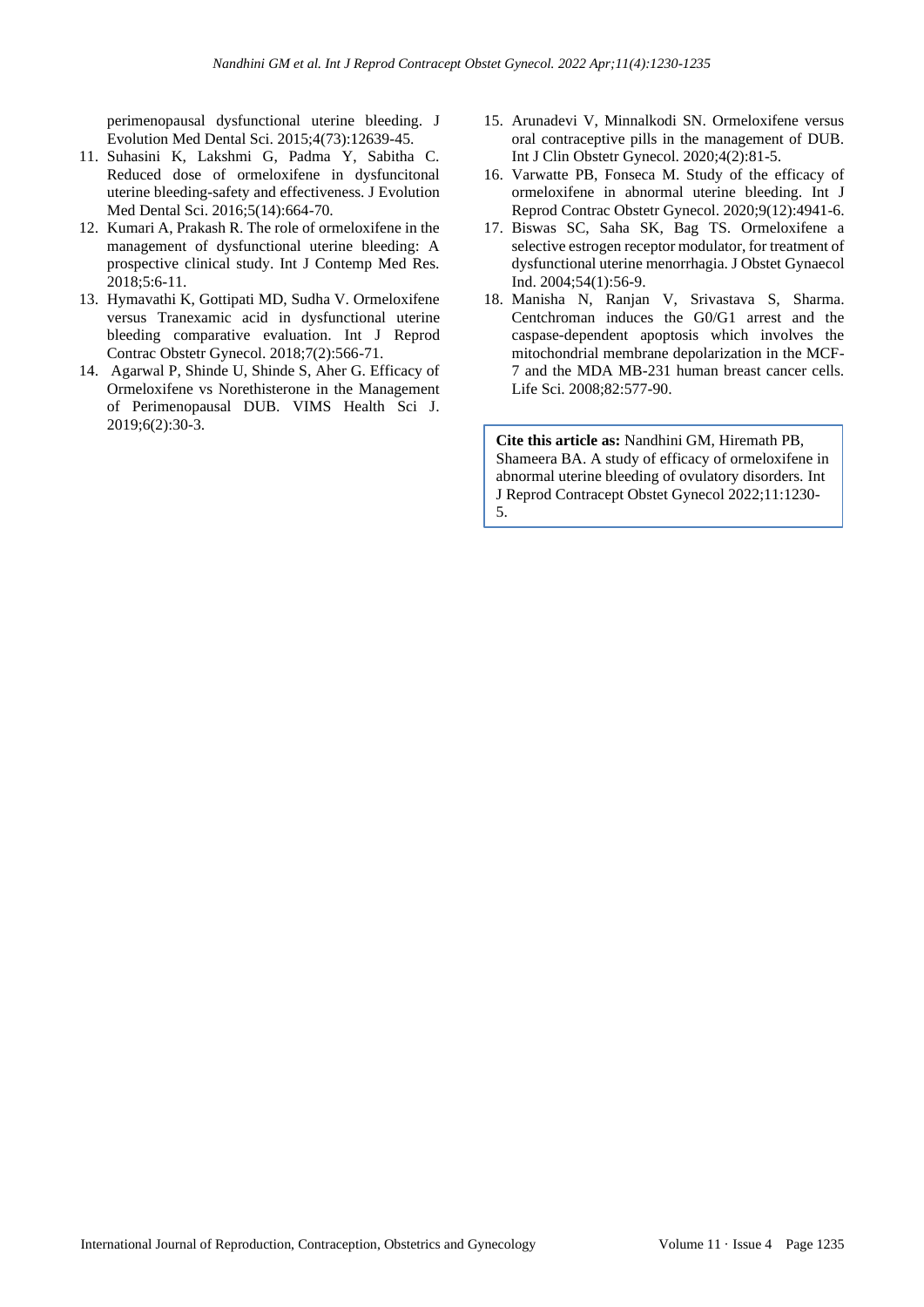perimenopausal dysfunctional uterine bleeding. J Evolution Med Dental Sci. 2015;4(73):12639-45.

11. Suhasini K, Lakshmi G, Padma Y, Sabitha C. Reduced dose of ormeloxifene in dysfuncitonal uterine bleeding-safety and effectiveness. J Evolution Med Dental Sci. 2016;5(14):664-70.
12. Kumari A, Prakash R. The role of ormeloxifene in the management of dysfunctional uterine bleeding: A prospective clinical study. Int J Contemp Med Res. 2018;5:6-11.
13. Hymavathi K, Gottipati MD, Sudha V. Ormeloxifene versus Tranexamic acid in dysfunctional uterine bleeding comparative evaluation. Int J Reprod Contrac Obstetr Gynecol. 2018;7(2):566-71.
14. Agarwal P, Shinde U, Shinde S, Aher G. Efficacy of Ormeloxifene vs Norethisterone in the Management of Perimenopausal DUB. VIMS Health Sci J. 2019;6(2):30-3.
15. Arunadevi V, Minnalkodi SN. Ormeloxifene versus oral contraceptive pills in the management of DUB. Int J Clin Obstetr Gynecol. 2020;4(2):81-5.
16. Varwatte PB, Fonseca M. Study of the efficacy of ormeloxifene in abnormal uterine bleeding. Int J Reprod Contrac Obstetr Gynecol. 2020;9(12):4941-6.
17. Biswas SC, Saha SK, Bag TS. Ormeloxifene a selective estrogen receptor modulator, for treatment of dysfunctional uterine menorrhagia. J Obstet Gynaecol Ind. 2004;54(1):56-9.
18. Manisha N, Ranjan V, Srivastava S, Sharma. Centchroman induces the G0/G1 arrest and the caspase-dependent apoptosis which involves the mitochondrial membrane depolarization in the MCF-7 and the MDA MB-231 human breast cancer cells. Life Sci. 2008;82:577-90.

**Cite this article as:** Nandhini GM, Hiremath PB, Shameera BA. A study of efficacy of ormeloxifene in abnormal uterine bleeding of ovulatory disorders. Int J Reprod Contracept Obstet Gynecol 2022;11:1230-5.